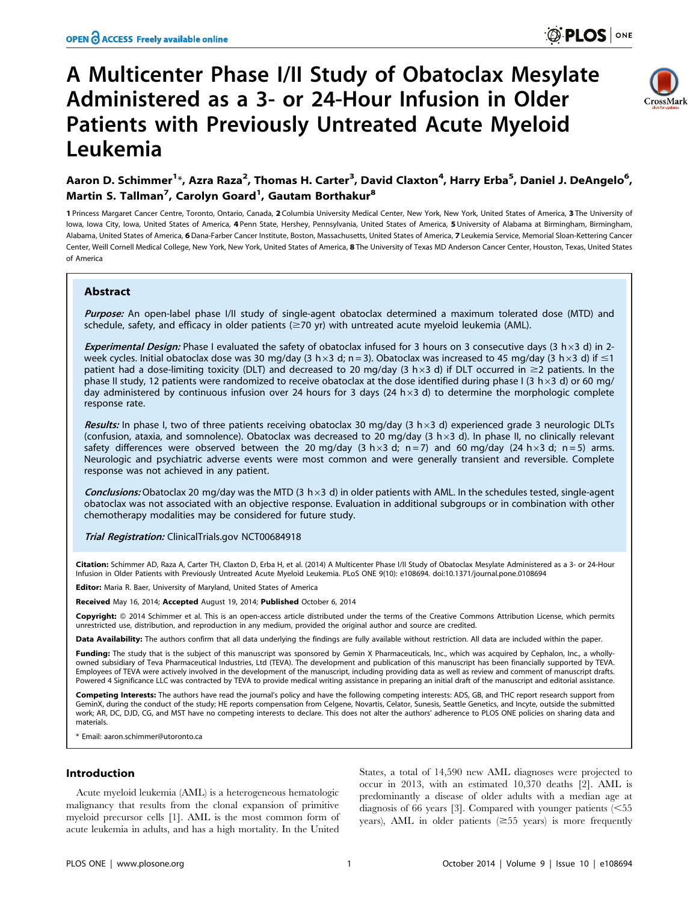# A Multicenter Phase I/II Study of Obatoclax Mesylate Administered as a 3- or 24-Hour Infusion in Older Patients with Previously Untreated Acute Myeloid Leukemia

**Aaron D. Schimmer[1]*, Azra Raza[2], Thomas H. Carter[3], David Claxton[4], Harry Erba[5], Daniel J. DeAngelo[6], Martin S. Tallman[7], Carolyn Goard[1], Gautam Borthakur[8]**

1 Princess Margaret Cancer Centre, Toronto, Ontario, Canada, 2 Columbia University Medical Center, New York, New York, United States of America, 3 The University of Iowa, Iowa City, Iowa, United States of America, 4 Penn State, Hershey, Pennsylvania, United States of America, 5 University of Alabama at Birmingham, Birmingham, Alabama, United States of America, 6 Dana-Farber Cancer Institute, Boston, Massachusetts, United States of America, 7 Leukemia Service, Memorial Sloan-Kettering Cancer Center, Weill Cornell Medical College, New York, New York, United States of America, 8 The University of Texas MD Anderson Cancer Center, Houston, Texas, United States of America

## Abstract

***Purpose:*** An open-label phase I/II study of single-agent obatoclax determined a maximum tolerated dose (MTD) and schedule, safety, and efficacy in older patients (≥70 yr) with untreated acute myeloid leukemia (AML).

***Experimental Design:*** Phase I evaluated the safety of obatoclax infused for 3 hours on 3 consecutive days (3 h×3 d) in 2-week cycles. Initial obatoclax dose was 30 mg/day (3 h×3 d; n = 3). Obatoclax was increased to 45 mg/day (3 h×3 d) if ≤1 patient had a dose-limiting toxicity (DLT) and decreased to 20 mg/day (3 h×3 d) if DLT occurred in ≥2 patients. In the phase II study, 12 patients were randomized to receive obatoclax at the dose identified during phase I (3 h×3 d) or 60 mg/day administered by continuous infusion over 24 hours for 3 days (24 h×3 d) to determine the morphologic complete response rate.

***Results:*** In phase I, two of three patients receiving obatoclax 30 mg/day (3 h×3 d) experienced grade 3 neurologic DLTs (confusion, ataxia, and somnolence). Obatoclax was decreased to 20 mg/day (3 h×3 d). In phase II, no clinically relevant safety differences were observed between the 20 mg/day (3 h×3 d; n = 7) and 60 mg/day (24 h×3 d; n = 5) arms. Neurologic and psychiatric adverse events were most common and were generally transient and reversible. Complete response was not achieved in any patient.

***Conclusions:*** Obatoclax 20 mg/day was the MTD (3 h×3 d) in older patients with AML. In the schedules tested, single-agent obatoclax was not associated with an objective response. Evaluation in additional subgroups or in combination with other chemotherapy modalities may be considered for future study.

***Trial Registration:*** ClinicalTrials.gov NCT00684918

**Citation:** Schimmer AD, Raza A, Carter TH, Claxton D, Erba H, et al. (2014) A Multicenter Phase I/II Study of Obatoclax Mesylate Administered as a 3- or 24-Hour Infusion in Older Patients with Previously Untreated Acute Myeloid Leukemia. PLoS ONE 9(10): e108694. doi:10.1371/journal.pone.0108694

**Editor:** Maria R. Baer, University of Maryland, United States of America

**Received** May 16, 2014; **Accepted** August 19, 2014; **Published** October 6, 2014

**Copyright:** © 2014 Schimmer et al. This is an open-access article distributed under the terms of the Creative Commons Attribution License, which permits unrestricted use, distribution, and reproduction in any medium, provided the original author and source are credited.

**Data Availability:** The authors confirm that all data underlying the findings are fully available without restriction. All data are included within the paper.

**Funding:** The study that is the subject of this manuscript was sponsored by Gemin X Pharmaceuticals, Inc., which was acquired by Cephalon, Inc., a wholly-owned subsidiary of Teva Pharmaceutical Industries, Ltd (TEVA). The development and publication of this manuscript has been financially supported by TEVA. Employees of TEVA were actively involved in the development of the manuscript, including providing data as well as review and comment of manuscript drafts. Powered 4 Significance LLC was contracted by TEVA to provide medical writing assistance in preparing an initial draft of the manuscript and editorial assistance.

**Competing Interests:** The authors have read the journal's policy and have the following competing interests: ADS, GB, and THC report research support from GeminX, during the conduct of the study; HE reports compensation from Celgene, Novartis, Celator, Sunesis, Seattle Genetics, and Incyte, outside the submitted work; AR, DC, DJD, CG, and MST have no competing interests to declare. This does not alter the authors' adherence to PLOS ONE policies on sharing data and materials.

\* Email: aaron.schimmer@utoronto.ca

## Introduction

Acute myeloid leukemia (AML) is a heterogeneous hematologic malignancy that results from the clonal expansion of primitive myeloid precursor cells [1]. AML is the most common form of acute leukemia in adults, and has a high mortality. In the United States, a total of 14,590 new AML diagnoses were projected to occur in 2013, with an estimated 10,370 deaths [2]. AML is predominantly a disease of older adults with a median age at diagnosis of 66 years [3]. Compared with younger patients (<55 years), AML in older patients (≥55 years) is more frequently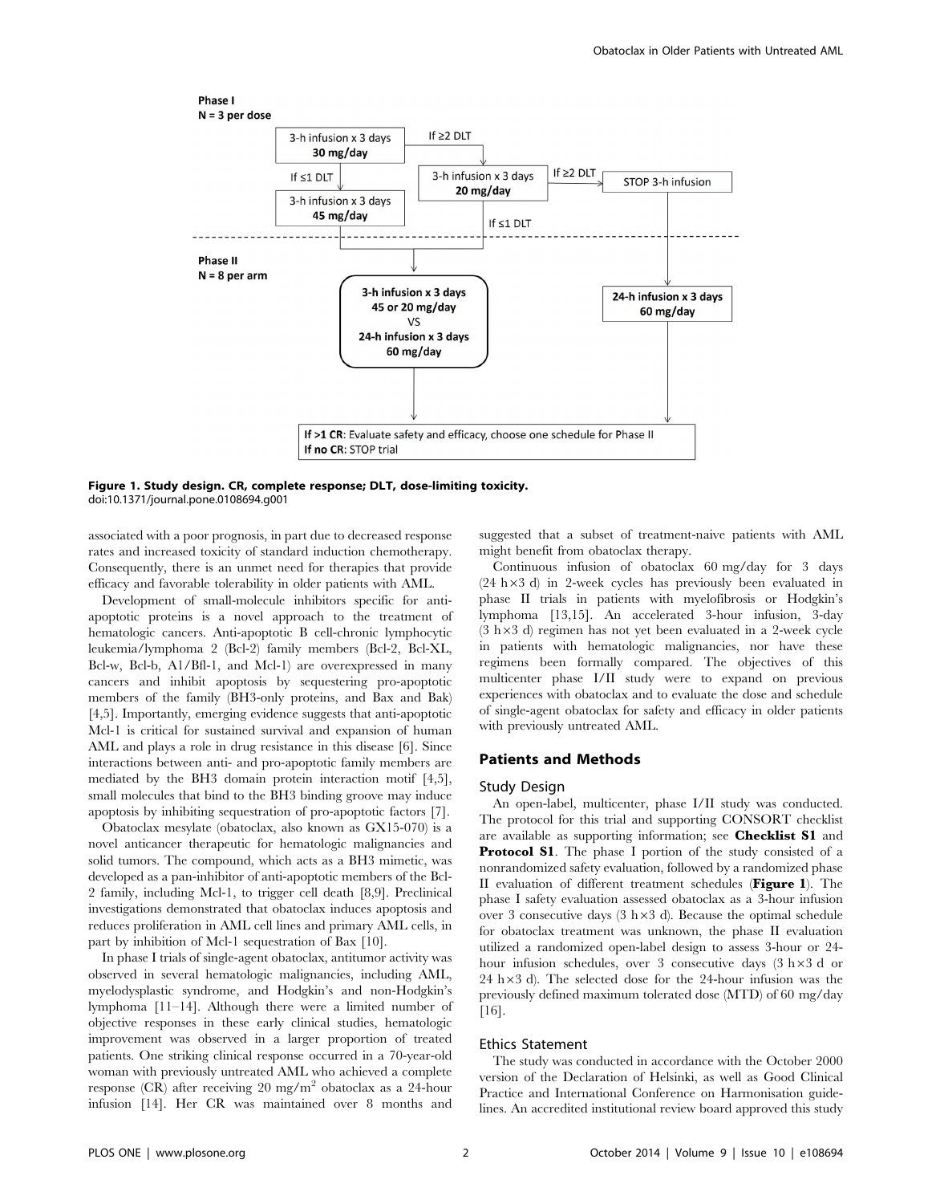**Figure 1. Study design. CR, complete response; DLT, dose-limiting toxicity.**
doi:10.1371/journal.pone.0108694.g001

associated with a poor prognosis, in part due to decreased response rates and increased toxicity of standard induction chemotherapy. Consequently, there is an unmet need for therapies that provide efficacy and favorable tolerability in older patients with AML.

Development of small-molecule inhibitors specific for anti-apoptotic proteins is a novel approach to the treatment of hematologic cancers. Anti-apoptotic B cell-chronic lymphocytic leukemia/lymphoma 2 (Bcl-2) family members (Bcl-2, Bcl-XL, Bcl-w, Bcl-b, A1/Bfl-1, and Mcl-1) are overexpressed in many cancers and inhibit apoptosis by sequestering pro-apoptotic members of the family (BH3-only proteins, and Bax and Bak) [4,5]. Importantly, emerging evidence suggests that anti-apoptotic Mcl-1 is critical for sustained survival and expansion of human AML and plays a role in drug resistance in this disease [6]. Since interactions between anti- and pro-apoptotic family members are mediated by the BH3 domain protein interaction motif [4,5], small molecules that bind to the BH3 binding groove may induce apoptosis by inhibiting sequestration of pro-apoptotic factors [7].

Obatoclax mesylate (obatoclax, also known as GX15-070) is a novel anticancer therapeutic for hematologic malignancies and solid tumors. The compound, which acts as a BH3 mimetic, was developed as a pan-inhibitor of anti-apoptotic members of the Bcl-2 family, including Mcl-1, to trigger cell death [8,9]. Preclinical investigations demonstrated that obatoclax induces apoptosis and reduces proliferation in AML cell lines and primary AML cells, in part by inhibition of Mcl-1 sequestration of Bax [10].

In phase I trials of single-agent obatoclax, antitumor activity was observed in several hematologic malignancies, including AML, myelodysplastic syndrome, and Hodgkin's and non-Hodgkin's lymphoma [11–14]. Although there were a limited number of objective responses in these early clinical studies, hematologic improvement was observed in a larger proportion of treated patients. One striking clinical response occurred in a 70-year-old woman with previously untreated AML who achieved a complete response (CR) after receiving 20 mg/m$^2$ obatoclax as a 24-hour infusion [14]. Her CR was maintained over 8 months and suggested that a subset of treatment-naive patients with AML might benefit from obatoclax therapy.

Continuous infusion of obatoclax 60 mg/day for 3 days (24 h×3 d) in 2-week cycles has previously been evaluated in phase II trials in patients with myelofibrosis or Hodgkin's lymphoma [13,15]. An accelerated 3-hour infusion, 3-day (3 h×3 d) regimen has not yet been evaluated in a 2-week cycle in patients with hematologic malignancies, nor have these regimens been formally compared. The objectives of this multicenter phase I/II study were to expand on previous experiences with obatoclax and to evaluate the dose and schedule of single-agent obatoclax for safety and efficacy in older patients with previously untreated AML.

## Patients and Methods

### Study Design

An open-label, multicenter, phase I/II study was conducted. The protocol for this trial and supporting CONSORT checklist are available as supporting information; see **Checklist S1** and **Protocol S1**. The phase I portion of the study consisted of a nonrandomized safety evaluation, followed by a randomized phase II evaluation of different treatment schedules (**Figure 1**). The phase I safety evaluation assessed obatoclax as a 3-hour infusion over 3 consecutive days (3 h×3 d). Because the optimal schedule for obatoclax treatment was unknown, the phase II evaluation utilized a randomized open-label design to assess 3-hour or 24-hour infusion schedules, over 3 consecutive days (3 h×3 d or 24 h×3 d). The selected dose for the 24-hour infusion was the previously defined maximum tolerated dose (MTD) of 60 mg/day [16].

### Ethics Statement

The study was conducted in accordance with the October 2000 version of the Declaration of Helsinki, as well as Good Clinical Practice and International Conference on Harmonisation guidelines. An accredited institutional review board approved this study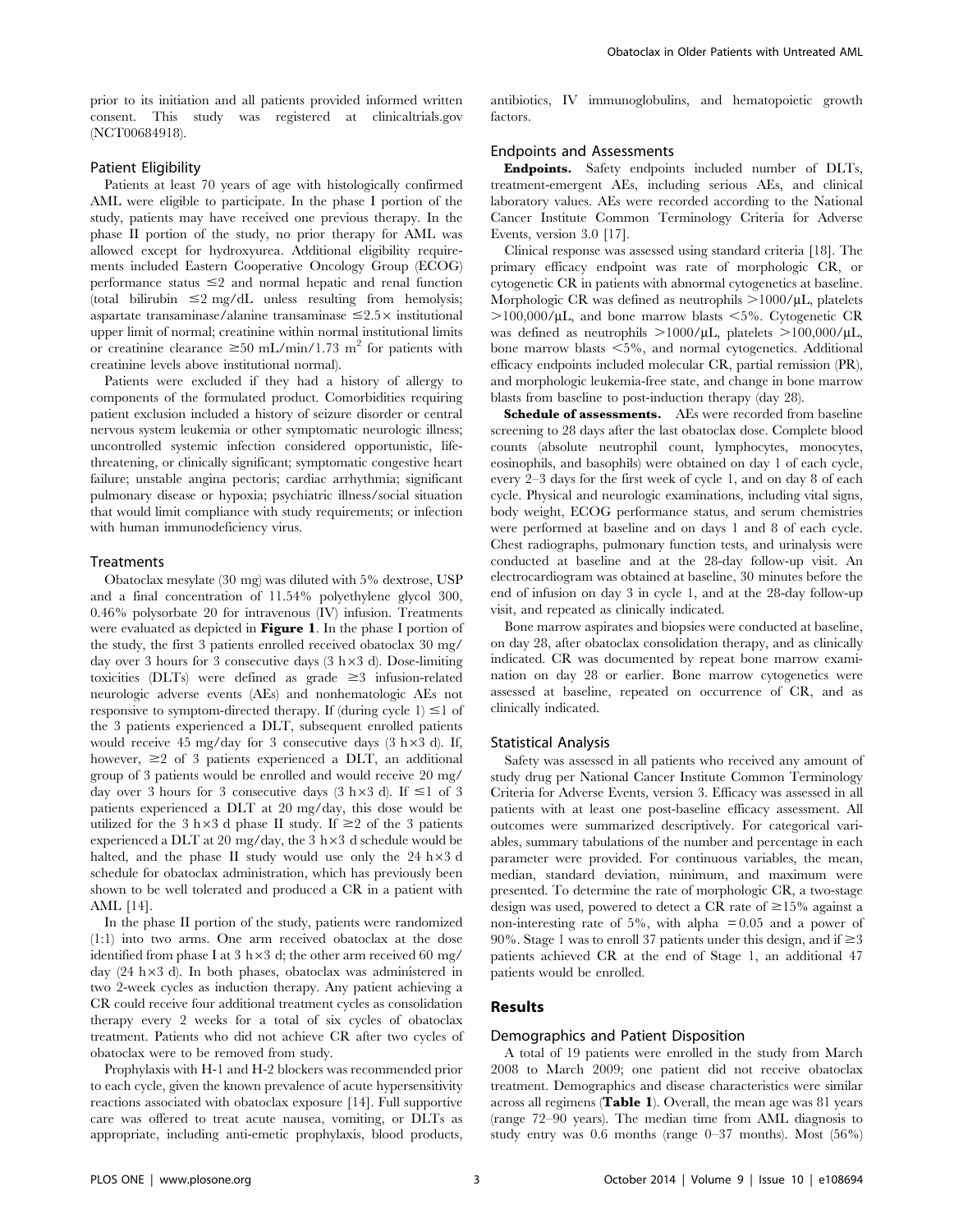prior to its initiation and all patients provided informed written consent. This study was registered at clinicaltrials.gov (NCT00684918).

### Patient Eligibility

Patients at least 70 years of age with histologically confirmed AML were eligible to participate. In the phase I portion of the study, patients may have received one previous therapy. In the phase II portion of the study, no prior therapy for AML was allowed except for hydroxyurea. Additional eligibility requirements included Eastern Cooperative Oncology Group (ECOG) performance status $\leq 2$ and normal hepatic and renal function (total bilirubin $\leq 2$ mg/dL unless resulting from hemolysis; aspartate transaminase/alanine transaminase $\leq 2.5\times$ institutional upper limit of normal; creatinine within normal institutional limits or creatinine clearance $\geq 50$ mL/min/1.73 $m^2$ for patients with creatinine levels above institutional normal).

Patients were excluded if they had a history of allergy to components of the formulated product. Comorbidities requiring patient exclusion included a history of seizure disorder or central nervous system leukemia or other symptomatic neurologic illness; uncontrolled systemic infection considered opportunistic, life-threatening, or clinically significant; symptomatic congestive heart failure; unstable angina pectoris; cardiac arrhythmia; significant pulmonary disease or hypoxia; psychiatric illness/social situation that would limit compliance with study requirements; or infection with human immunodeficiency virus.

### Treatments

Obatoclax mesylate (30 mg) was diluted with 5% dextrose, USP and a final concentration of 11.54% polyethylene glycol 300, 0.46% polysorbate 20 for intravenous (IV) infusion. Treatments were evaluated as depicted in **Figure 1**. In the phase I portion of the study, the first 3 patients enrolled received obatoclax 30 mg/day over 3 hours for 3 consecutive days (3 h$\times$3 d). Dose-limiting toxicities (DLTs) were defined as grade $\geq 3$ infusion-related neurologic adverse events (AEs) and nonhematologic AEs not responsive to symptom-directed therapy. If (during cycle 1) $\leq 1$ of the 3 patients experienced a DLT, subsequent enrolled patients would receive 45 mg/day for 3 consecutive days (3 h$\times$3 d). If, however, $\geq 2$ of 3 patients experienced a DLT, an additional group of 3 patients would be enrolled and would receive 20 mg/day over 3 hours for 3 consecutive days (3 h$\times$3 d). If $\leq 1$ of 3 patients experienced a DLT at 20 mg/day, this dose would be utilized for the 3 h$\times$3 d phase II study. If $\geq 2$ of the 3 patients experienced a DLT at 20 mg/day, the 3 h$\times$3 d schedule would be halted, and the phase II study would use only the 24 h$\times$3 d schedule for obatoclax administration, which has previously been shown to be well tolerated and produced a CR in a patient with AML [14].

In the phase II portion of the study, patients were randomized (1:1) into two arms. One arm received obatoclax at the dose identified from phase I at 3 h$\times$3 d; the other arm received 60 mg/day (24 h$\times$3 d). In both phases, obatoclax was administered in two 2-week cycles as induction therapy. Any patient achieving a CR could receive four additional treatment cycles as consolidation therapy every 2 weeks for a total of six cycles of obatoclax treatment. Patients who did not achieve CR after two cycles of obatoclax were to be removed from study.

Prophylaxis with H-1 and H-2 blockers was recommended prior to each cycle, given the known prevalence of acute hypersensitivity reactions associated with obatoclax exposure [14]. Full supportive care was offered to treat acute nausea, vomiting, or DLTs as appropriate, including anti-emetic prophylaxis, blood products, antibiotics, IV immunoglobulins, and hematopoietic growth factors.

### Endpoints and Assessments

**Endpoints.** Safety endpoints included number of DLTs, treatment-emergent AEs, including serious AEs, and clinical laboratory values. AEs were recorded according to the National Cancer Institute Common Terminology Criteria for Adverse Events, version 3.0 [17].

Clinical response was assessed using standard criteria [18]. The primary efficacy endpoint was rate of morphologic CR, or cytogenetic CR in patients with abnormal cytogenetics at baseline. Morphologic CR was defined as neutrophils $>1000/\mu L$, platelets $>100{,}000/\mu L$, and bone marrow blasts $<5\%$. Cytogenetic CR was defined as neutrophils $>1000/\mu L$, platelets $>100{,}000/\mu L$, bone marrow blasts $<5\%$, and normal cytogenetics. Additional efficacy endpoints included molecular CR, partial remission (PR), and morphologic leukemia-free state, and change in bone marrow blasts from baseline to post-induction therapy (day 28).

**Schedule of assessments.** AEs were recorded from baseline screening to 28 days after the last obatoclax dose. Complete blood counts (absolute neutrophil count, lymphocytes, monocytes, eosinophils, and basophils) were obtained on day 1 of each cycle, every 2–3 days for the first week of cycle 1, and on day 8 of each cycle. Physical and neurologic examinations, including vital signs, body weight, ECOG performance status, and serum chemistries were performed at baseline and on days 1 and 8 of each cycle. Chest radiographs, pulmonary function tests, and urinalysis were conducted at baseline and at the 28-day follow-up visit. An electrocardiogram was obtained at baseline, 30 minutes before the end of infusion on day 3 in cycle 1, and at the 28-day follow-up visit, and repeated as clinically indicated.

Bone marrow aspirates and biopsies were conducted at baseline, on day 28, after obatoclax consolidation therapy, and as clinically indicated. CR was documented by repeat bone marrow examination on day 28 or earlier. Bone marrow cytogenetics were assessed at baseline, repeated on occurrence of CR, and as clinically indicated.

### Statistical Analysis

Safety was assessed in all patients who received any amount of study drug per National Cancer Institute Common Terminology Criteria for Adverse Events, version 3. Efficacy was assessed in all patients with at least one post-baseline efficacy assessment. All outcomes were summarized descriptively. For categorical variables, summary tabulations of the number and percentage in each parameter were provided. For continuous variables, the mean, median, standard deviation, minimum, and maximum were presented. To determine the rate of morphologic CR, a two-stage design was used, powered to detect a CR rate of $\geq 15\%$ against a non-interesting rate of 5%, with alpha $=0.05$ and a power of 90%. Stage 1 was to enroll 37 patients under this design, and if $\geq 3$ patients achieved CR at the end of Stage 1, an additional 47 patients would be enrolled.

## Results

### Demographics and Patient Disposition

A total of 19 patients were enrolled in the study from March 2008 to March 2009; one patient did not receive obatoclax treatment. Demographics and disease characteristics were similar across all regimens (**Table 1**). Overall, the mean age was 81 years (range 72–90 years). The median time from AML diagnosis to study entry was 0.6 months (range 0–37 months). Most (56%)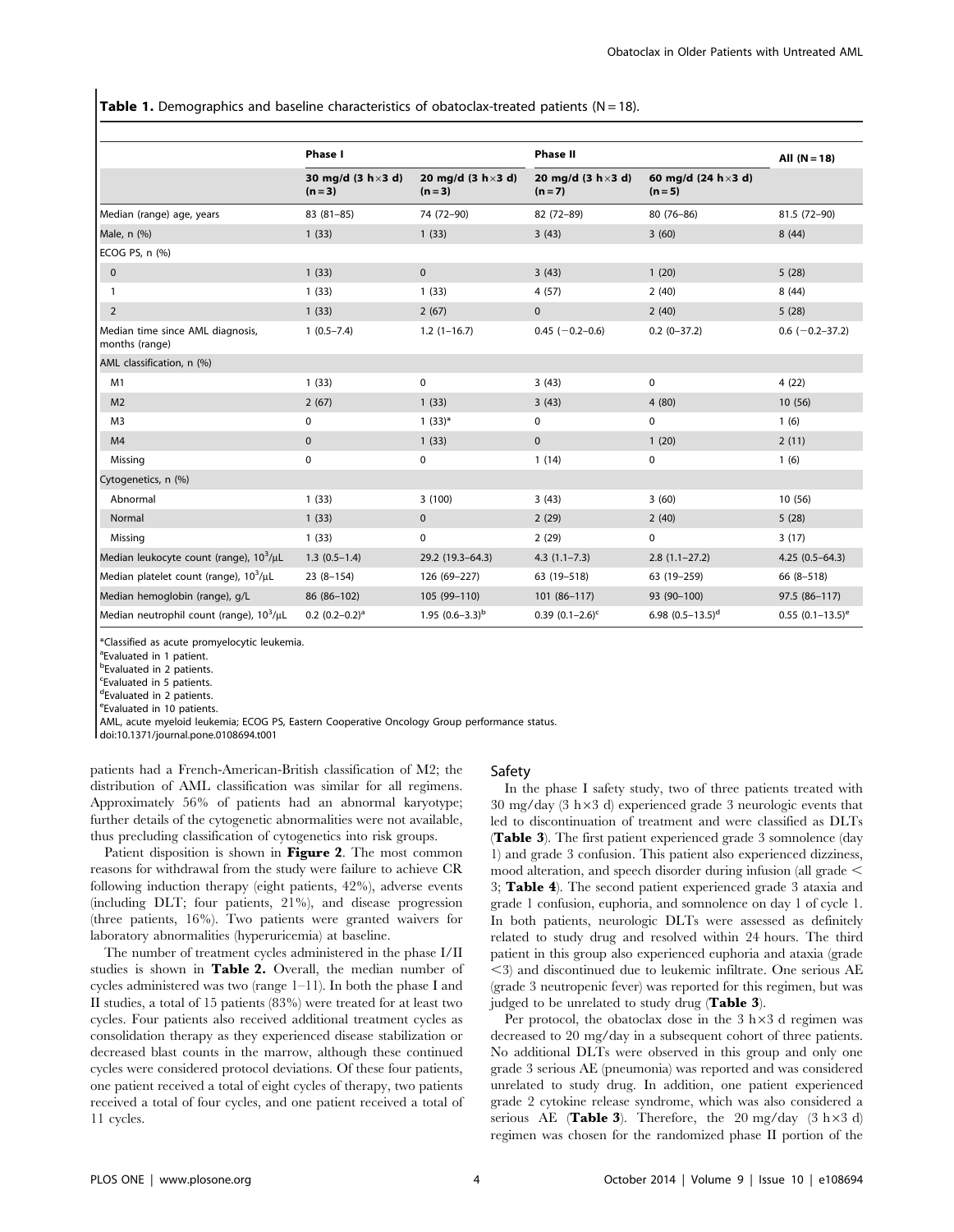**Table 1.** Demographics and baseline characteristics of obatoclax-treated patients (N = 18).

| | Phase I | | Phase II | | All (N = 18) |
|---|---|---|---|---|---|
| | 30 mg/d (3 h×3 d) (n = 3) | 20 mg/d (3 h×3 d) (n = 3) | 20 mg/d (3 h×3 d) (n = 7) | 60 mg/d (24 h×3 d) (n = 5) | |
| Median (range) age, years | 83 (81–85) | 74 (72–90) | 82 (72–89) | 80 (76–86) | 81.5 (72–90) |
| Male, n (%) | 1 (33) | 1 (33) | 3 (43) | 3 (60) | 8 (44) |
| ECOG PS, n (%) | | | | | |
| 0 | 1 (33) | 0 | 3 (43) | 1 (20) | 5 (28) |
| 1 | 1 (33) | 1 (33) | 4 (57) | 2 (40) | 8 (44) |
| 2 | 1 (33) | 2 (67) | 0 | 2 (40) | 5 (28) |
| Median time since AML diagnosis, months (range) | 1 (0.5–7.4) | 1.2 (1–16.7) | 0.45 (−0.2–0.6) | 0.2 (0–37.2) | 0.6 (−0.2–37.2) |
| AML classification, n (%) | | | | | |
| M1 | 1 (33) | 0 | 3 (43) | 0 | 4 (22) |
| M2 | 2 (67) | 1 (33) | 3 (43) | 4 (80) | 10 (56) |
| M3 | 0 | 1 (33)* | 0 | 0 | 1 (6) |
| M4 | 0 | 1 (33) | 0 | 1 (20) | 2 (11) |
| Missing | 0 | 0 | 1 (14) | 0 | 1 (6) |
| Cytogenetics, n (%) | | | | | |
| Abnormal | 1 (33) | 3 (100) | 3 (43) | 3 (60) | 10 (56) |
| Normal | 1 (33) | 0 | 2 (29) | 2 (40) | 5 (28) |
| Missing | 1 (33) | 0 | 2 (29) | 0 | 3 (17) |
| Median leukocyte count (range), $10^3/\mu L$ | 1.3 (0.5–1.4) | 29.2 (19.3–64.3) | 4.3 (1.1–7.3) | 2.8 (1.1–27.2) | 4.25 (0.5–64.3) |
| Median platelet count (range), $10^3/\mu L$ | 23 (8–154) | 126 (69–227) | 63 (19–518) | 63 (19–259) | 66 (8–518) |
| Median hemoglobin (range), g/L | 86 (86–102) | 105 (99–110) | 101 (86–117) | 93 (90–100) | 97.5 (86–117) |
| Median neutrophil count (range), $10^3/\mu L$ | 0.2 (0.2–0.2)[a] | 1.95 (0.6–3.3)[b] | 0.39 (0.1–2.6)[c] | 6.98 (0.5–13.5)[d] | 0.55 (0.1–13.5)[e] |

*Classified as acute promyelocytic leukemia.
[a]Evaluated in 1 patient.
[b]Evaluated in 2 patients.
[c]Evaluated in 5 patients.
[d]Evaluated in 2 patients.
[e]Evaluated in 10 patients.
AML, acute myeloid leukemia; ECOG PS, Eastern Cooperative Oncology Group performance status.
doi:10.1371/journal.pone.0108694.t001

patients had a French-American-British classification of M2; the distribution of AML classification was similar for all regimens. Approximately 56% of patients had an abnormal karyotype; further details of the cytogenetic abnormalities were not available, thus precluding classification of cytogenetics into risk groups.

Patient disposition is shown in **Figure 2**. The most common reasons for withdrawal from the study were failure to achieve CR following induction therapy (eight patients, 42%), adverse events (including DLT; four patients, 21%), and disease progression (three patients, 16%). Two patients were granted waivers for laboratory abnormalities (hyperuricemia) at baseline.

The number of treatment cycles administered in the phase I/II studies is shown in **Table 2.** Overall, the median number of cycles administered was two (range 1–11). In both the phase I and II studies, a total of 15 patients (83%) were treated for at least two cycles. Four patients also received additional treatment cycles as consolidation therapy as they experienced disease stabilization or decreased blast counts in the marrow, although these continued cycles were considered protocol deviations. Of these four patients, one patient received a total of eight cycles of therapy, two patients received a total of four cycles, and one patient received a total of 11 cycles.

## Safety

In the phase I safety study, two of three patients treated with 30 mg/day (3 h×3 d) experienced grade 3 neurologic events that led to discontinuation of treatment and were classified as DLTs (**Table 3**). The first patient experienced grade 3 somnolence (day 1) and grade 3 confusion. This patient also experienced dizziness, mood alteration, and speech disorder during infusion (all grade < 3; **Table 4**). The second patient experienced grade 3 ataxia and grade 1 confusion, euphoria, and somnolence on day 1 of cycle 1. In both patients, neurologic DLTs were assessed as definitely related to study drug and resolved within 24 hours. The third patient in this group also experienced euphoria and ataxia (grade <3) and discontinued due to leukemic infiltrate. One serious AE (grade 3 neutropenic fever) was reported for this regimen, but was judged to be unrelated to study drug (**Table 3**).

Per protocol, the obatoclax dose in the 3 h×3 d regimen was decreased to 20 mg/day in a subsequent cohort of three patients. No additional DLTs were observed in this group and only one grade 3 serious AE (pneumonia) was reported and was considered unrelated to study drug. In addition, one patient experienced grade 2 cytokine release syndrome, which was also considered a serious AE (**Table 3**). Therefore, the 20 mg/day (3 h×3 d) regimen was chosen for the randomized phase II portion of the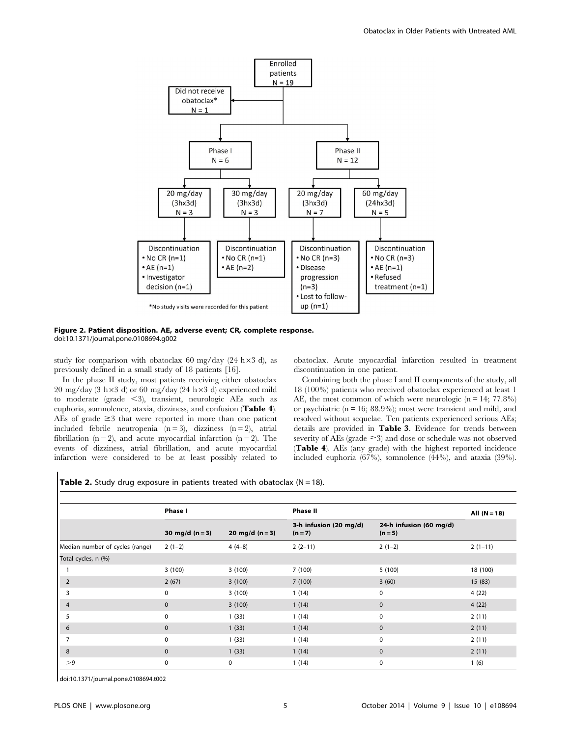Enrolled patients N = 19

Did not receive obatoclax* N = 1

Phase I N = 6

Phase II N = 12

20 mg/day (3hx3d) N = 3

30 mg/day (3hx3d) N = 3

20 mg/day (3hx3d) N = 7

60 mg/day (24hx3d) N = 5

Discontinuation
- No CR (n=1)
- AE (n=1)
- Investigator decision (n=1)

Discontinuation
- No CR (n=1)
- AE (n=2)

Discontinuation
- No CR (n=3)
- Disease progression (n=3)
- Lost to follow-up (n=1)

Discontinuation
- No CR (n=3)
- AE (n=1)
- Refused treatment (n=1)

*No study visits were recorded for this patient

**Figure 2. Patient disposition. AE, adverse event; CR, complete response.**
doi:10.1371/journal.pone.0108694.g002

study for comparison with obatoclax 60 mg/day (24 h×3 d), as previously defined in a small study of 18 patients [16].

In the phase II study, most patients receiving either obatoclax 20 mg/day (3 h×3 d) or 60 mg/day (24 h×3 d) experienced mild to moderate (grade <3), transient, neurologic AEs such as euphoria, somnolence, ataxia, dizziness, and confusion (**Table 4**). AEs of grade ≥3 that were reported in more than one patient included febrile neutropenia (n = 3), dizziness (n = 2), atrial fibrillation (n = 2), and acute myocardial infarction (n = 2). The events of dizziness, atrial fibrillation, and acute myocardial infarction were considered to be at least possibly related to obatoclax. Acute myocardial infarction resulted in treatment discontinuation in one patient.

Combining both the phase I and II components of the study, all 18 (100%) patients who received obatoclax experienced at least 1 AE, the most common of which were neurologic (n = 14; 77.8%) or psychiatric (n = 16; 88.9%); most were transient and mild, and resolved without sequelae. Ten patients experienced serious AEs; details are provided in **Table 3**. Evidence for trends between severity of AEs (grade ≥3) and dose or schedule was not observed (**Table 4**). AEs (any grade) with the highest reported incidence included euphoria (67%), somnolence (44%), and ataxia (39%).

**Table 2.** Study drug exposure in patients treated with obatoclax (N = 18).

| | Phase I | | Phase II | | All (N = 18) |
|---|---|---|---|---|---|
| | 30 mg/d (n = 3) | 20 mg/d (n = 3) | 3-h infusion (20 mg/d) (n = 7) | 24-h infusion (60 mg/d) (n = 5) | |
| Median number of cycles (range) | 2 (1–2) | 4 (4–8) | 2 (2–11) | 2 (1–2) | 2 (1–11) |
| Total cycles, n (%) | | | | | |
| 1 | 3 (100) | 3 (100) | 7 (100) | 5 (100) | 18 (100) |
| 2 | 2 (67) | 3 (100) | 7 (100) | 3 (60) | 15 (83) |
| 3 | 0 | 3 (100) | 1 (14) | 0 | 4 (22) |
| 4 | 0 | 3 (100) | 1 (14) | 0 | 4 (22) |
| 5 | 0 | 1 (33) | 1 (14) | 0 | 2 (11) |
| 6 | 0 | 1 (33) | 1 (14) | 0 | 2 (11) |
| 7 | 0 | 1 (33) | 1 (14) | 0 | 2 (11) |
| 8 | 0 | 1 (33) | 1 (14) | 0 | 2 (11) |
| >9 | 0 | 0 | 1 (14) | 0 | 1 (6) |

doi:10.1371/journal.pone.0108694.t002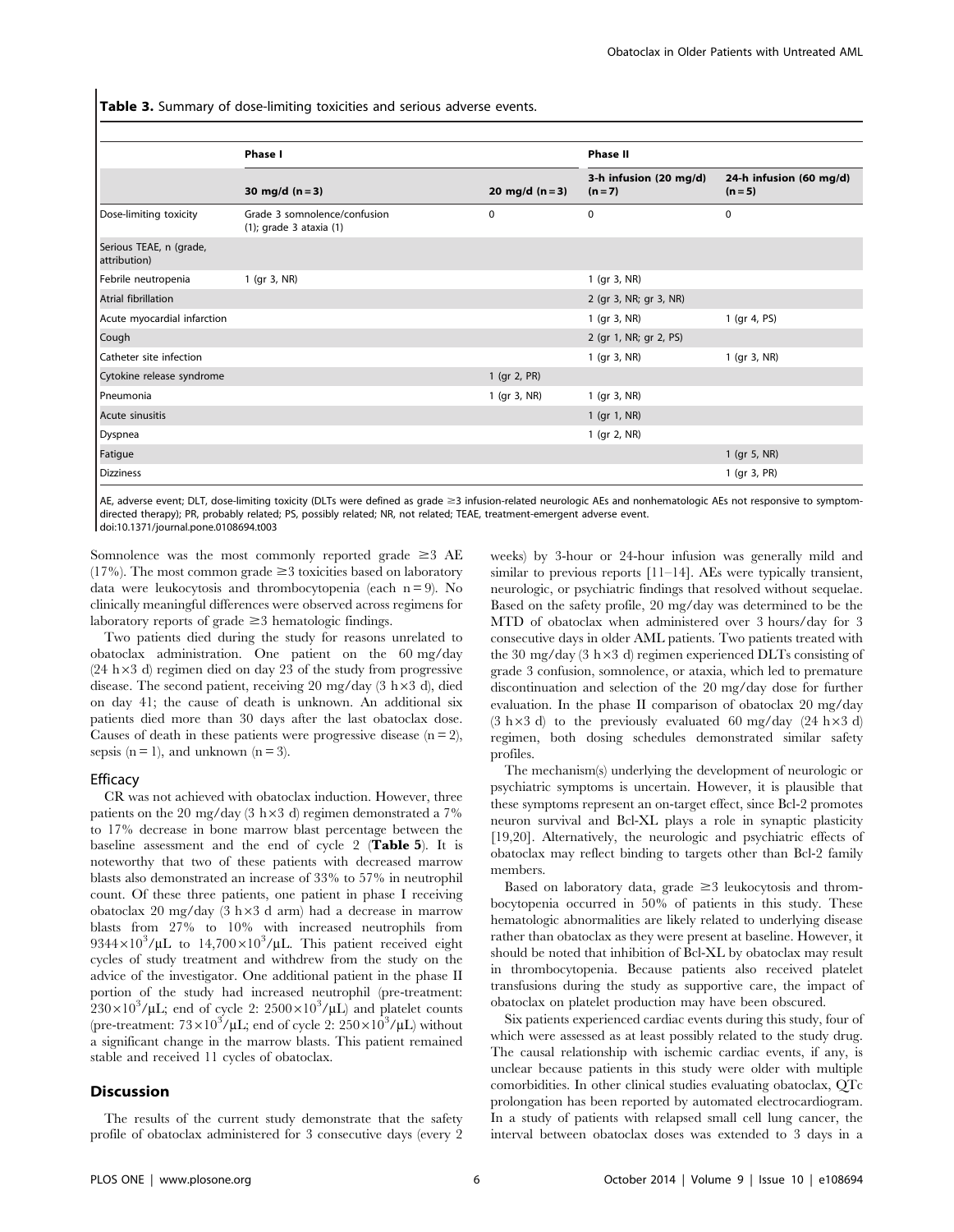**Table 3.** Summary of dose-limiting toxicities and serious adverse events.

| | Phase I | | Phase II | |
|---|---|---|---|---|
| | 30 mg/d (n = 3) | 20 mg/d (n = 3) | 3-h infusion (20 mg/d) (n = 7) | 24-h infusion (60 mg/d) (n = 5) |
| Dose-limiting toxicity | Grade 3 somnolence/confusion (1); grade 3 ataxia (1) | 0 | 0 | 0 |
| Serious TEAE, n (grade, attribution) | | | | |
| Febrile neutropenia | 1 (gr 3, NR) | | 1 (gr 3, NR) | |
| Atrial fibrillation | | | 2 (gr 3, NR; gr 3, NR) | |
| Acute myocardial infarction | | | 1 (gr 3, NR) | 1 (gr 4, PS) |
| Cough | | | 2 (gr 1, NR; gr 2, PS) | |
| Catheter site infection | | | 1 (gr 3, NR) | 1 (gr 3, NR) |
| Cytokine release syndrome | | 1 (gr 2, PR) | | |
| Pneumonia | | 1 (gr 3, NR) | 1 (gr 3, NR) | |
| Acute sinusitis | | | 1 (gr 1, NR) | |
| Dyspnea | | | 1 (gr 2, NR) | |
| Fatigue | | | | 1 (gr 5, NR) |
| Dizziness | | | | 1 (gr 3, PR) |

AE, adverse event; DLT, dose-limiting toxicity (DLTs were defined as grade ≥3 infusion-related neurologic AEs and nonhematologic AEs not responsive to symptom-directed therapy); PR, probably related; PS, possibly related; NR, not related; TEAE, treatment-emergent adverse event.
doi:10.1371/journal.pone.0108694.t003

Somnolence was the most commonly reported grade ≥3 AE (17%). The most common grade ≥3 toxicities based on laboratory data were leukocytosis and thrombocytopenia (each n = 9). No clinically meaningful differences were observed across regimens for laboratory reports of grade ≥3 hematologic findings.

Two patients died during the study for reasons unrelated to obatoclax administration. One patient on the 60 mg/day (24 h×3 d) regimen died on day 23 of the study from progressive disease. The second patient, receiving 20 mg/day (3 h×3 d), died on day 41; the cause of death is unknown. An additional six patients died more than 30 days after the last obatoclax dose. Causes of death in these patients were progressive disease (n = 2), sepsis (n = 1), and unknown (n = 3).

### Efficacy

CR was not achieved with obatoclax induction. However, three patients on the 20 mg/day (3 h×3 d) regimen demonstrated a 7% to 17% decrease in bone marrow blast percentage between the baseline assessment and the end of cycle 2 (**Table 5**). It is noteworthy that two of these patients with decreased marrow blasts also demonstrated an increase of 33% to 57% in neutrophil count. Of these three patients, one patient in phase I receiving obatoclax 20 mg/day (3 h×3 d arm) had a decrease in marrow blasts from 27% to 10% with increased neutrophils from $9344\times10^3/\mu L$ to $14{,}700\times10^3/\mu L$. This patient received eight cycles of study treatment and withdrew from the study on the advice of the investigator. One additional patient in the phase II portion of the study had increased neutrophil (pre-treatment: $230\times10^3/\mu L$; end of cycle 2: $2500\times10^3/\mu L$) and platelet counts (pre-treatment: $73\times10^3/\mu L$; end of cycle 2: $250\times10^3/\mu L$) without a significant change in the marrow blasts. This patient remained stable and received 11 cycles of obatoclax.

## Discussion

The results of the current study demonstrate that the safety profile of obatoclax administered for 3 consecutive days (every 2 weeks) by 3-hour or 24-hour infusion was generally mild and similar to previous reports [11–14]. AEs were typically transient, neurologic, or psychiatric findings that resolved without sequelae. Based on the safety profile, 20 mg/day was determined to be the MTD of obatoclax when administered over 3 hours/day for 3 consecutive days in older AML patients. Two patients treated with the 30 mg/day (3 h×3 d) regimen experienced DLTs consisting of grade 3 confusion, somnolence, or ataxia, which led to premature discontinuation and selection of the 20 mg/day dose for further evaluation. In the phase II comparison of obatoclax 20 mg/day (3 h×3 d) to the previously evaluated 60 mg/day (24 h×3 d) regimen, both dosing schedules demonstrated similar safety profiles.

The mechanism(s) underlying the development of neurologic or psychiatric symptoms is uncertain. However, it is plausible that these symptoms represent an on-target effect, since Bcl-2 promotes neuron survival and Bcl-XL plays a role in synaptic plasticity [19,20]. Alternatively, the neurologic and psychiatric effects of obatoclax may reflect binding to targets other than Bcl-2 family members.

Based on laboratory data, grade ≥3 leukocytosis and thrombocytopenia occurred in 50% of patients in this study. These hematologic abnormalities are likely related to underlying disease rather than obatoclax as they were present at baseline. However, it should be noted that inhibition of Bcl-XL by obatoclax may result in thrombocytopenia. Because patients also received platelet transfusions during the study as supportive care, the impact of obatoclax on platelet production may have been obscured.

Six patients experienced cardiac events during this study, four of which were assessed as at least possibly related to the study drug. The causal relationship with ischemic cardiac events, if any, is unclear because patients in this study were older with multiple comorbidities. In other clinical studies evaluating obatoclax, QTc prolongation has been reported by automated electrocardiogram. In a study of patients with relapsed small cell lung cancer, the interval between obatoclax doses was extended to 3 days in a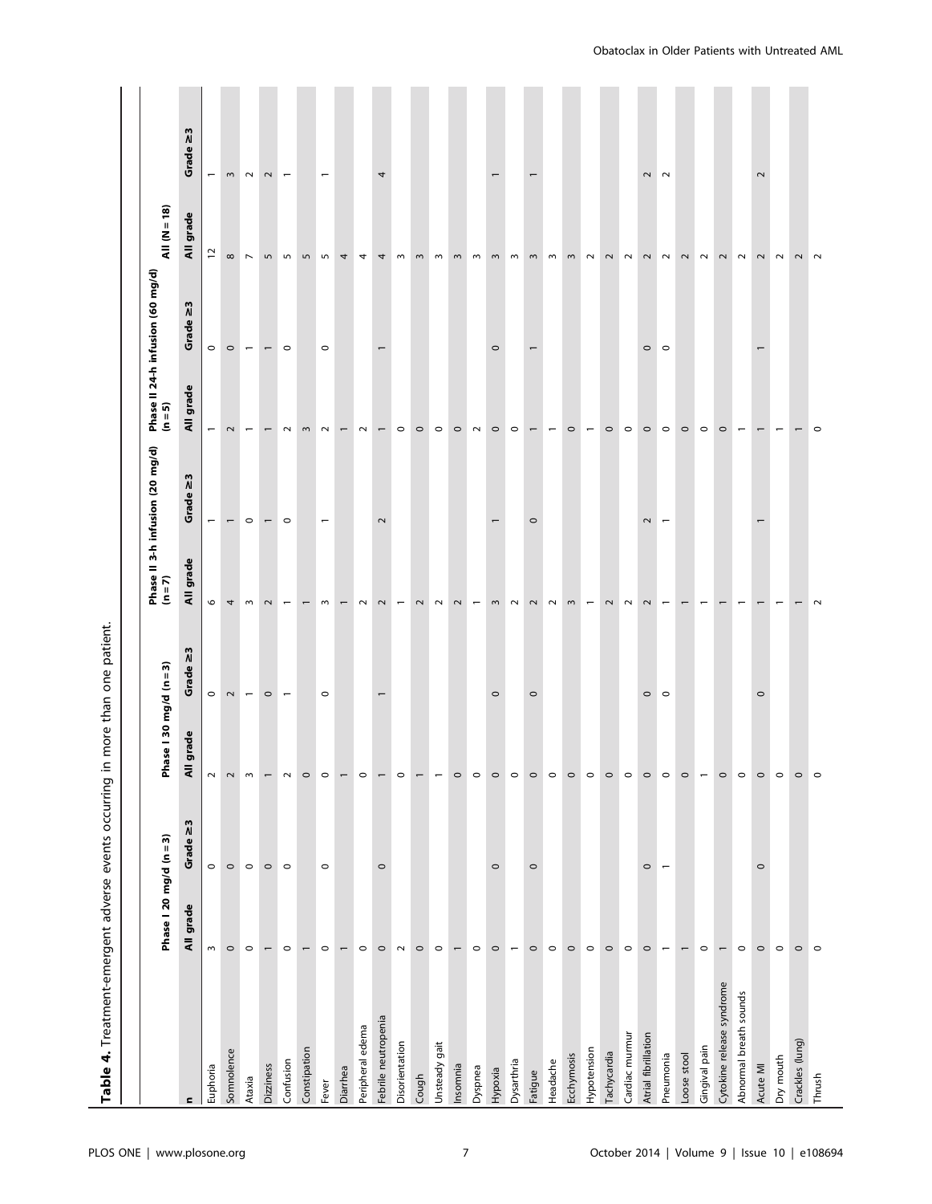**Table 4.** Treatment-emergent adverse events occurring in more than one patient.

| n | Phase I 20 mg/d (n = 3) | | Phase I 30 mg/d (n = 3) | | Phase II 3-h infusion (20 mg/d) (n = 7) | | Phase II 24-h infusion (60 mg/d) (n = 5) | | All (N = 18) | |
|---|---|---|---|---|---|---|---|---|---|---|
| | All grade | Grade ≥3 | All grade | Grade ≥3 | All grade | Grade ≥3 | All grade | Grade ≥3 | All grade | Grade ≥3 |
| Euphoria | 3 | 0 | 2 | 0 | 6 | 1 | 1 | 0 | 12 | 1 |
| Somnolence | 0 | 0 | 2 | 2 | 4 | 1 | 2 | 0 | 8 | 3 |
| Ataxia | 0 | 0 | 3 | 1 | 3 | 0 | 1 | 1 | 7 | 2 |
| Dizziness | 1 | 0 | 1 | 0 | 2 | 1 | 1 | 1 | 5 | 2 |
| Confusion | 0 | 0 | 2 | 1 | 1 | 0 | 2 | 0 | 5 | 1 |
| Constipation | 1 | | 0 | | 1 | | 3 | | 5 | |
| Fever | 0 | 0 | 0 | 0 | 3 | 1 | 2 | 0 | 5 | 1 |
| Diarrhea | 1 | | 1 | | 1 | | 1 | | 4 | |
| Peripheral edema | 0 | | 0 | | 2 | | 2 | | 4 | |
| Febrile neutropenia | 0 | 0 | 1 | 1 | 2 | 2 | 1 | 1 | 4 | 4 |
| Disorientation | 2 | | 0 | | 1 | | 0 | | 3 | |
| Cough | 0 | | 1 | | 2 | | 0 | | 3 | |
| Unsteady gait | 0 | | 1 | | 2 | | 0 | | 3 | |
| Insomnia | 1 | | 0 | | 2 | | 0 | | 3 | |
| Dyspnea | 0 | | 0 | | 1 | | 2 | | 3 | |
| Hypoxia | 0 | 0 | 0 | 0 | 3 | 1 | 0 | 0 | 3 | 1 |
| Dysarthria | 1 | | 0 | | 2 | | 0 | | 3 | |
| Fatigue | 0 | 0 | 0 | 0 | 2 | 0 | 1 | 1 | 3 | 1 |
| Headache | 0 | | 0 | | 2 | | 1 | | 3 | |
| Ecchymosis | 0 | | 0 | | 3 | | 0 | | 3 | |
| Hypotension | 0 | | 0 | | 1 | | 1 | | 2 | |
| Tachycardia | 0 | | 0 | | 2 | | 0 | | 2 | |
| Cardiac murmur | 0 | | 0 | | 2 | | 0 | | 2 | |
| Atrial fibrillation | 0 | 0 | 0 | 0 | 2 | 2 | 0 | 0 | 2 | 2 |
| Pneumonia | 1 | 1 | 0 | 0 | 1 | 1 | 0 | 0 | 2 | 2 |
| Loose stool | 1 | | 0 | | 1 | | 0 | | 2 | |
| Gingival pain | 0 | | 1 | | 1 | | 0 | | 2 | |
| Cytokine release syndrome | 1 | | 0 | | 1 | | 0 | | 2 | |
| Abnormal breath sounds | 0 | | 0 | | 1 | | 1 | | 2 | |
| Acute MI | 0 | 0 | 0 | 0 | 1 | 1 | 1 | 1 | 2 | 2 |
| Dry mouth | 0 | | 0 | | 1 | | 1 | | 2 | |
| Crackles (lung) | 0 | | 0 | | 1 | | 1 | | 2 | |
| Thrush | 0 | | 0 | | 2 | | 0 | | 2 | |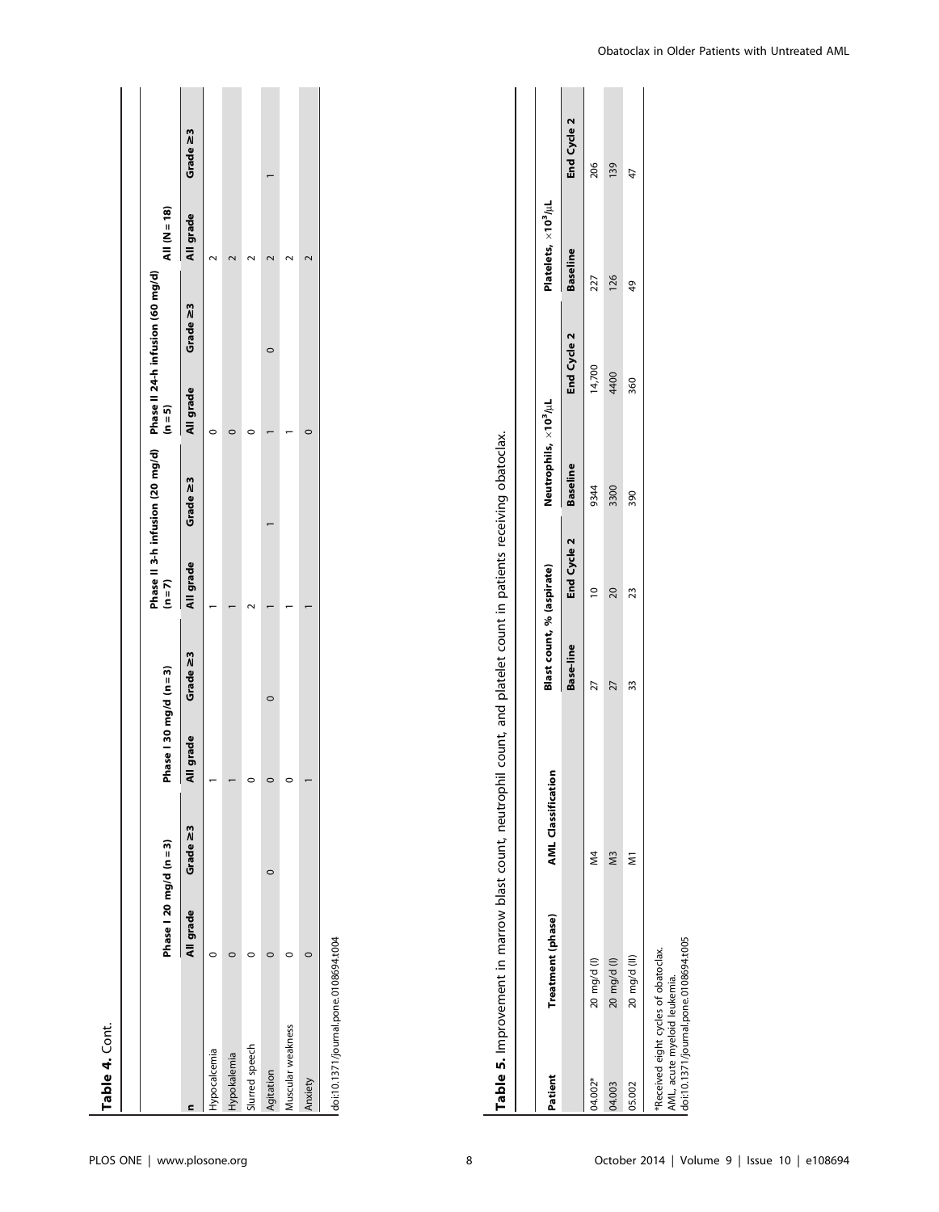**Table 4.** Cont.

| n | Phase I 20 mg/d (n = 3) | | Phase I 30 mg/d (n = 3) | | Phase II 3-h infusion (20 mg/d) (n = 7) | | Phase II 24-h infusion (60 mg/d) (n = 5) | | All (N = 18) | |
|---|---|---|---|---|---|---|---|---|---|---|
| | All grade | Grade ≥3 | All grade | Grade ≥3 | All grade | Grade ≥3 | All grade | Grade ≥3 | All grade | Grade ≥3 |
| Hypocalcemia | 0 | | 1 | | 1 | | 0 | | 2 | |
| Hypokalemia | 0 | | 1 | | 1 | | 0 | | 2 | |
| Slurred speech | 0 | | 0 | | 2 | | 0 | | 2 | |
| Agitation | 0 | 0 | 0 | 0 | 1 | 1 | 1 | 0 | 2 | 1 |
| Muscular weakness | 0 | | 0 | | 1 | | 1 | | 2 | |
| Anxiety | 0 | | 1 | | 1 | | 0 | | 2 | |

doi:10.1371/journal.pone.0108694.t004

**Table 5.** Improvement in marrow blast count, neutrophil count, and platelet count in patients receiving obatoclax.

| Patient | Treatment (phase) | AML Classification | Blast count, % (aspirate) | | Neutrophils, $\times 10^3/\mu L$ | | Platelets, $\times 10^3/\mu L$ | |
|---|---|---|---|---|---|---|---|---|
| | | | Base-line | End Cycle 2 | Baseline | End Cycle 2 | Baseline | End Cycle 2 |
| 04.002* | 20 mg/d (I) | M4 | 27 | 10 | 9344 | 14,700 | 227 | 206 |
| 04.003 | 20 mg/d (I) | M3 | 27 | 20 | 3300 | 4400 | 126 | 139 |
| 05.002 | 20 mg/d (II) | M1 | 33 | 23 | 390 | 360 | 49 | 47 |

*Received eight cycles of obatoclax.
AML, acute myeloid leukemia.
doi:10.1371/journal.pone.0108694.t005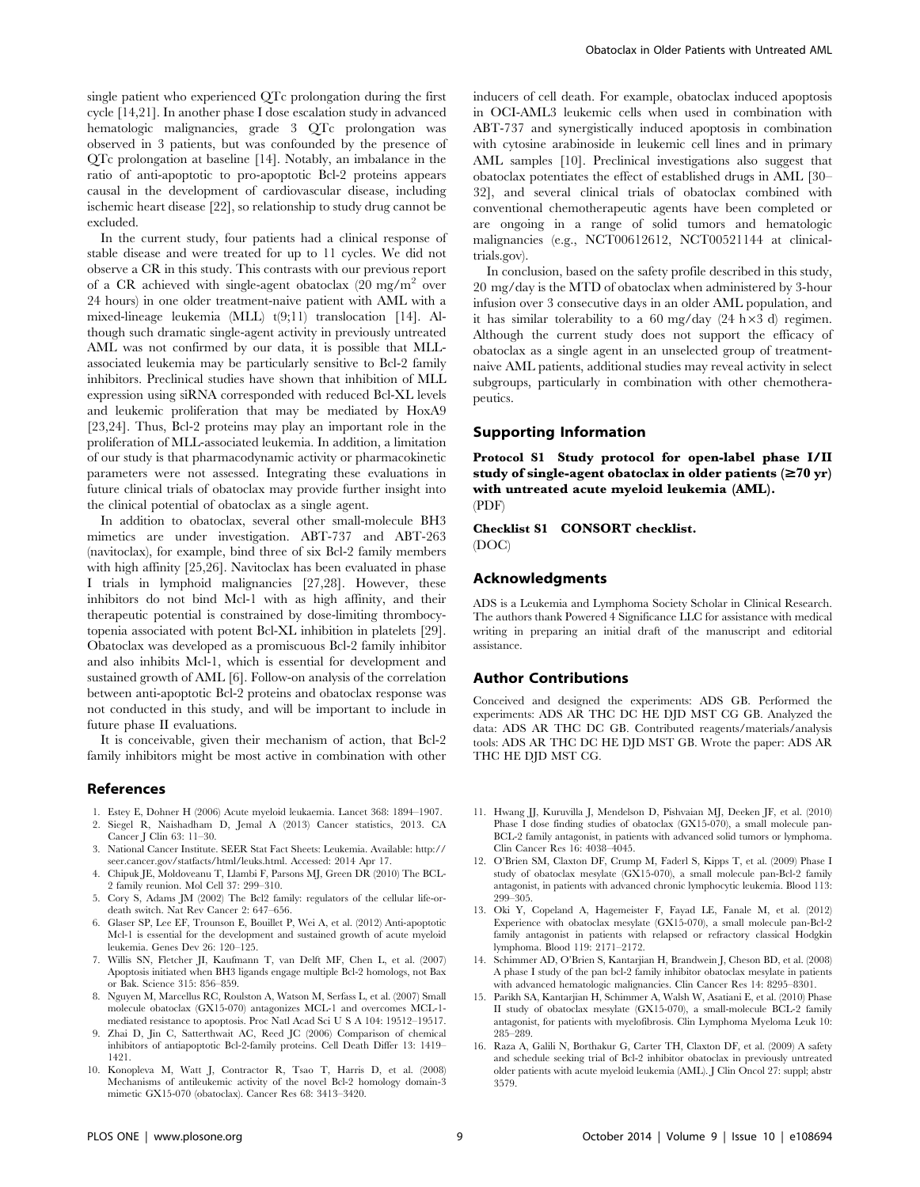single patient who experienced QTc prolongation during the first cycle [14,21]. In another phase I dose escalation study in advanced hematologic malignancies, grade 3 QTc prolongation was observed in 3 patients, but was confounded by the presence of QTc prolongation at baseline [14]. Notably, an imbalance in the ratio of anti-apoptotic to pro-apoptotic Bcl-2 proteins appears causal in the development of cardiovascular disease, including ischemic heart disease [22], so relationship to study drug cannot be excluded.

In the current study, four patients had a clinical response of stable disease and were treated for up to 11 cycles. We did not observe a CR in this study. This contrasts with our previous report of a CR achieved with single-agent obatoclax (20 mg/m$^2$ over 24 hours) in one older treatment-naive patient with AML with a mixed-lineage leukemia (MLL) t(9;11) translocation [14]. Although such dramatic single-agent activity in previously untreated AML was not confirmed by our data, it is possible that MLL-associated leukemia may be particularly sensitive to Bcl-2 family inhibitors. Preclinical studies have shown that inhibition of MLL expression using siRNA corresponded with reduced Bcl-XL levels and leukemic proliferation that may be mediated by HoxA9 [23,24]. Thus, Bcl-2 proteins may play an important role in the proliferation of MLL-associated leukemia. In addition, a limitation of our study is that pharmacodynamic activity or pharmacokinetic parameters were not assessed. Integrating these evaluations in future clinical trials of obatoclax may provide further insight into the clinical potential of obatoclax as a single agent.

In addition to obatoclax, several other small-molecule BH3 mimetics are under investigation. ABT-737 and ABT-263 (navitoclax), for example, bind three of six Bcl-2 family members with high affinity [25,26]. Navitoclax has been evaluated in phase I trials in lymphoid malignancies [27,28]. However, these inhibitors do not bind Mcl-1 with as high affinity, and their therapeutic potential is constrained by dose-limiting thrombocytopenia associated with potent Bcl-XL inhibition in platelets [29]. Obatoclax was developed as a promiscuous Bcl-2 family inhibitor and also inhibits Mcl-1, which is essential for development and sustained growth of AML [6]. Follow-on analysis of the correlation between anti-apoptotic Bcl-2 proteins and obatoclax response was not conducted in this study, and will be important to include in future phase II evaluations.

It is conceivable, given their mechanism of action, that Bcl-2 family inhibitors might be most active in combination with other inducers of cell death. For example, obatoclax induced apoptosis in OCI-AML3 leukemic cells when used in combination with ABT-737 and synergistically induced apoptosis in combination with cytosine arabinoside in leukemic cell lines and in primary AML samples [10]. Preclinical investigations also suggest that obatoclax potentiates the effect of established drugs in AML [30–32], and several clinical trials of obatoclax combined with conventional chemotherapeutic agents have been completed or are ongoing in a range of solid tumors and hematologic malignancies (e.g., NCT00612612, NCT00521144 at clinicaltrials.gov).

In conclusion, based on the safety profile described in this study, 20 mg/day is the MTD of obatoclax when administered by 3-hour infusion over 3 consecutive days in an older AML population, and it has similar tolerability to a 60 mg/day (24 h×3 d) regimen. Although the current study does not support the efficacy of obatoclax as a single agent in an unselected group of treatment-naive AML patients, additional studies may reveal activity in select subgroups, particularly in combination with other chemotherapeutics.

## Supporting Information

**Protocol S1 Study protocol for open-label phase I/II study of single-agent obatoclax in older patients (≥70 yr) with untreated acute myeloid leukemia (AML).**
(PDF)

**Checklist S1 CONSORT checklist.**
(DOC)

## Acknowledgments

ADS is a Leukemia and Lymphoma Society Scholar in Clinical Research. The authors thank Powered 4 Significance LLC for assistance with medical writing in preparing an initial draft of the manuscript and editorial assistance.

## Author Contributions

Conceived and designed the experiments: ADS GB. Performed the experiments: ADS AR THC DC HE DJD MST CG GB. Analyzed the data: ADS AR THC DC GB. Contributed reagents/materials/analysis tools: ADS AR THC DC HE DJD MST GB. Wrote the paper: ADS AR THC HE DJD MST CG.

## References

1. Estey E, Dohner H (2006) Acute myeloid leukaemia. Lancet 368: 1894–1907.
2. Siegel R, Naishadham D, Jemal A (2013) Cancer statistics, 2013. CA Cancer J Clin 63: 11–30.
3. National Cancer Institute. SEER Stat Fact Sheets: Leukemia. Available: http://seer.cancer.gov/statfacts/html/leuks.html. Accessed: 2014 Apr 17.
4. Chipuk JE, Moldoveanu T, Llambi F, Parsons MJ, Green DR (2010) The BCL-2 family reunion. Mol Cell 37: 299–310.
5. Cory S, Adams JM (2002) The Bcl2 family: regulators of the cellular life-or-death switch. Nat Rev Cancer 2: 647–656.
6. Glaser SP, Lee EF, Trounson E, Bouillet P, Wei A, et al. (2012) Anti-apoptotic Mcl-1 is essential for the development and sustained growth of acute myeloid leukemia. Genes Dev 26: 120–125.
7. Willis SN, Fletcher JI, Kaufmann T, van Delft MF, Chen L, et al. (2007) Apoptosis initiated when BH3 ligands engage multiple Bcl-2 homologs, not Bax or Bak. Science 315: 856–859.
8. Nguyen M, Marcellus RC, Roulston A, Watson M, Serfass L, et al. (2007) Small molecule obatoclax (GX15-070) antagonizes MCL-1 and overcomes MCL-1-mediated resistance to apoptosis. Proc Natl Acad Sci U S A 104: 19512–19517.
9. Zhai D, Jin C, Satterthwait AC, Reed JC (2006) Comparison of chemical inhibitors of antiapoptotic Bcl-2-family proteins. Cell Death Differ 13: 1419–1421.
10. Konopleva M, Watt J, Contractor R, Tsao T, Harris D, et al. (2008) Mechanisms of antileukemic activity of the novel Bcl-2 homology domain-3 mimetic GX15-070 (obatoclax). Cancer Res 68: 3413–3420.
11. Hwang JJ, Kuruvilla J, Mendelson D, Pishvaian MJ, Deeken JF, et al. (2010) Phase I dose finding studies of obatoclax (GX15-070), a small molecule pan-BCL-2 family antagonist, in patients with advanced solid tumors or lymphoma. Clin Cancer Res 16: 4038–4045.
12. O'Brien SM, Claxton DF, Crump M, Faderl S, Kipps T, et al. (2009) Phase I study of obatoclax mesylate (GX15-070), a small molecule pan-Bcl-2 family antagonist, in patients with advanced chronic lymphocytic leukemia. Blood 113: 299–305.
13. Oki Y, Copeland A, Hagemeister F, Fayad LE, Fanale M, et al. (2012) Experience with obatoclax mesylate (GX15-070), a small molecule pan-Bcl-2 family antagonist in patients with relapsed or refractory classical Hodgkin lymphoma. Blood 119: 2171–2172.
14. Schimmer AD, O'Brien S, Kantarjian H, Brandwein J, Cheson BD, et al. (2008) A phase I study of the pan bcl-2 family inhibitor obatoclax mesylate in patients with advanced hematologic malignancies. Clin Cancer Res 14: 8295–8301.
15. Parikh SA, Kantarjian H, Schimmer A, Walsh W, Asatiani E, et al. (2010) Phase II study of obatoclax mesylate (GX15-070), a small-molecule BCL-2 family antagonist, for patients with myelofibrosis. Clin Lymphoma Myeloma Leuk 10: 285–289.
16. Raza A, Galili N, Borthakur G, Carter TH, Claxton DF, et al. (2009) A safety and schedule seeking trial of Bcl-2 inhibitor obatoclax in previously untreated older patients with acute myeloid leukemia (AML). J Clin Oncol 27: suppl; abstr 3579.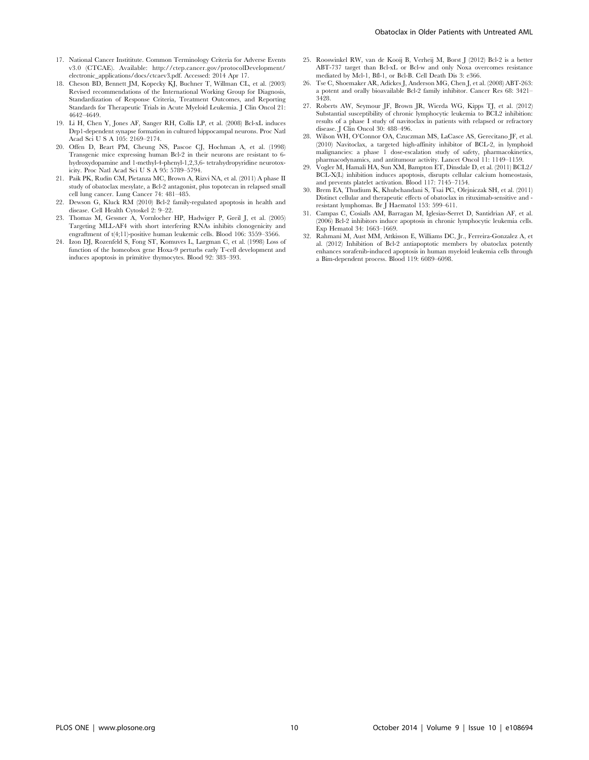17. National Cancer Instititute. Common Terminology Criteria for Adverse Events v3.0 (CTCAE). Available: http://ctep.cancer.gov/protocolDevelopment/electronic_applications/docs/ctcaev3.pdf. Accessed: 2014 Apr 17.
18. Cheson BD, Bennett JM, Kopecky KJ, Buchner T, Willman CL, et al. (2003) Revised recommendations of the International Working Group for Diagnosis, Standardization of Response Criteria, Treatment Outcomes, and Reporting Standards for Therapeutic Trials in Acute Myeloid Leukemia. J Clin Oncol 21: 4642–4649.
19. Li H, Chen Y, Jones AF, Sanger RH, Collis LP, et al. (2008) Bcl-xL induces Drp1-dependent synapse formation in cultured hippocampal neurons. Proc Natl Acad Sci U S A 105: 2169–2174.
20. Offen D, Beart PM, Cheung NS, Pascoe CJ, Hochman A, et al. (1998) Transgenic mice expressing human Bcl-2 in their neurons are resistant to 6-hydroxydopamine and 1-methyl-4-phenyl-1,2,3,6- tetrahydropyridine neurotoxicity. Proc Natl Acad Sci U S A 95: 5789–5794.
21. Paik PK, Rudin CM, Pietanza MC, Brown A, Rizvi NA, et al. (2011) A phase II study of obatoclax mesylate, a Bcl-2 antagonist, plus topotecan in relapsed small cell lung cancer. Lung Cancer 74: 481–485.
22. Dewson G, Kluck RM (2010) Bcl-2 family-regulated apoptosis in health and disease. Cell Health Cytoskel 2: 9–22.
23. Thomas M, Gessner A, Vornlocher HP, Hadwiger P, Greil J, et al. (2005) Targeting MLL-AF4 with short interfering RNAs inhibits clonogenicity and engraftment of t(4;11)-positive human leukemic cells. Blood 106: 3559–3566.
24. Izon DJ, Rozenfeld S, Fong ST, Komuves L, Largman C, et al. (1998) Loss of function of the homeobox gene Hoxa-9 perturbs early T-cell development and induces apoptosis in primitive thymocytes. Blood 92: 383–393.
25. Rooswinkel RW, van de Kooij B, Verheij M, Borst J (2012) Bcl-2 is a better ABT-737 target than Bcl-xL or Bcl-w and only Noxa overcomes resistance mediated by Mcl-1, Bfl-1, or Bcl-B. Cell Death Dis 3: e366.
26. Tse C, Shoemaker AR, Adickes J, Anderson MG, Chen J, et al. (2008) ABT-263: a potent and orally bioavailable Bcl-2 family inhibitor. Cancer Res 68: 3421–3428.
27. Roberts AW, Seymour JF, Brown JR, Wierda WG, Kipps TJ, et al. (2012) Substantial susceptibility of chronic lymphocytic leukemia to BCL2 inhibition: results of a phase I study of navitoclax in patients with relapsed or refractory disease. J Clin Oncol 30: 488–496.
28. Wilson WH, O'Connor OA, Czuczman MS, LaCasce AS, Gerecitano JF, et al. (2010) Navitoclax, a targeted high-affinity inhibitor of BCL-2, in lymphoid malignancies: a phase 1 dose-escalation study of safety, pharmacokinetics, pharmacodynamics, and antitumour activity. Lancet Oncol 11: 1149–1159.
29. Vogler M, Hamali HA, Sun XM, Bampton ET, Dinsdale D, et al. (2011) BCL2/BCL-X(L) inhibition induces apoptosis, disrupts cellular calcium homeostasis, and prevents platelet activation. Blood 117: 7145–7154.
30. Brem EA, Thudium K, Khubchandani S, Tsai PC, Olejniczak SH, et al. (2011) Distinct cellular and therapeutic effects of obatoclax in rituximab-sensitive and -resistant lymphomas. Br J Haematol 153: 599–611.
31. Campas C, Cosialls AM, Barragan M, Iglesias-Serret D, Santidrian AF, et al. (2006) Bcl-2 inhibitors induce apoptosis in chronic lymphocytic leukemia cells. Exp Hematol 34: 1663–1669.
32. Rahmani M, Aust MM, Attkisson E, Williams DC, Jr., Ferreira-Gonzalez A, et al. (2012) Inhibition of Bcl-2 antiapoptotic members by obatoclax potently enhances sorafenib-induced apoptosis in human myeloid leukemia cells through a Bim-dependent process. Blood 119: 6089–6098.